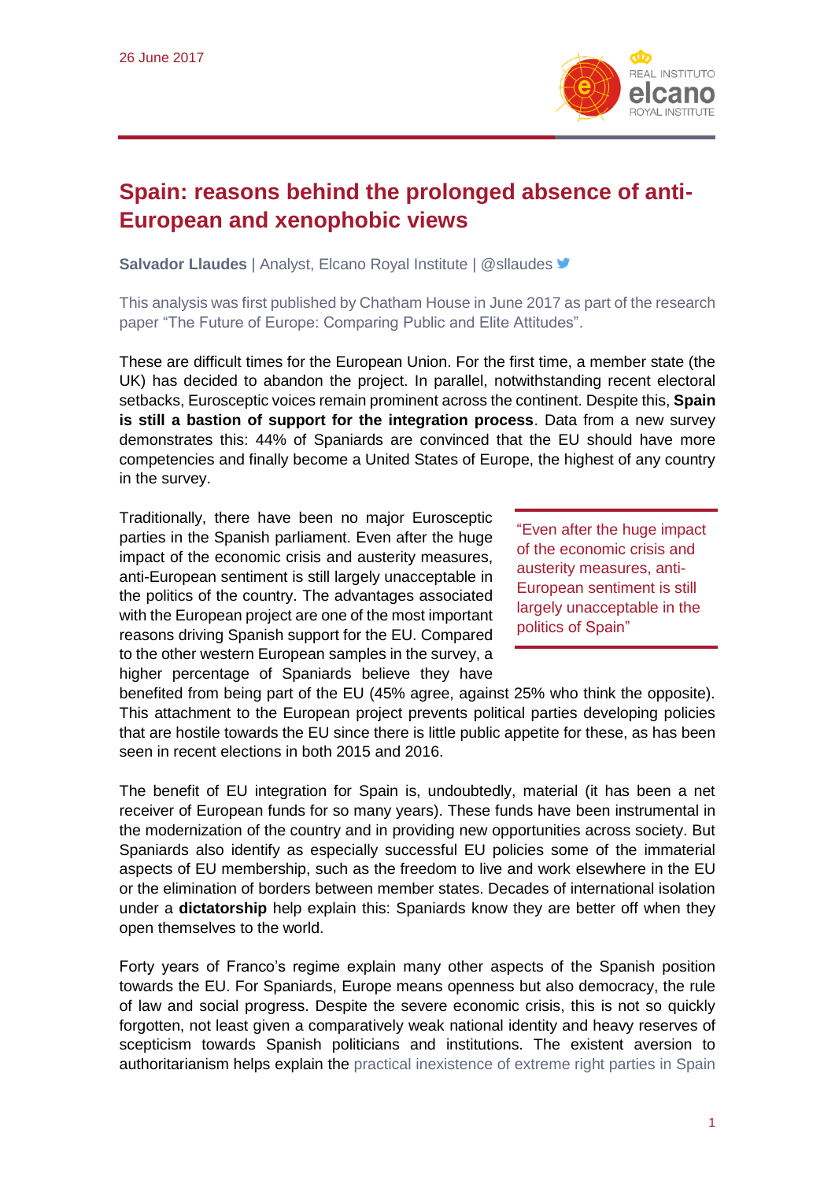26 June 2017

# Spain: reasons behind the prolonged absence of anti-European and xenophobic views

**Salvador Llaudes** | Analyst, Elcano Royal Institute | @sllaudes

This analysis was first published by Chatham House in June 2017 as part of the research paper "The Future of Europe: Comparing Public and Elite Attitudes".

These are difficult times for the European Union. For the first time, a member state (the UK) has decided to abandon the project. In parallel, notwithstanding recent electoral setbacks, Eurosceptic voices remain prominent across the continent. Despite this, **Spain is still a bastion of support for the integration process**. Data from a new survey demonstrates this: 44% of Spaniards are convinced that the EU should have more competencies and finally become a United States of Europe, the highest of any country in the survey.

Traditionally, there have been no major Eurosceptic parties in the Spanish parliament. Even after the huge impact of the economic crisis and austerity measures, anti-European sentiment is still largely unacceptable in the politics of the country. The advantages associated with the European project are one of the most important reasons driving Spanish support for the EU. Compared to the other western European samples in the survey, a higher percentage of Spaniards believe they have benefited from being part of the EU (45% agree, against 25% who think the opposite). This attachment to the European project prevents political parties developing policies that are hostile towards the EU since there is little public appetite for these, as has been seen in recent elections in both 2015 and 2016.

> "Even after the huge impact of the economic crisis and austerity measures, anti-European sentiment is still largely unacceptable in the politics of Spain"

The benefit of EU integration for Spain is, undoubtedly, material (it has been a net receiver of European funds for so many years). These funds have been instrumental in the modernization of the country and in providing new opportunities across society. But Spaniards also identify as especially successful EU policies some of the immaterial aspects of EU membership, such as the freedom to live and work elsewhere in the EU or the elimination of borders between member states. Decades of international isolation under a **dictatorship** help explain this: Spaniards know they are better off when they open themselves to the world.

Forty years of Franco's regime explain many other aspects of the Spanish position towards the EU. For Spaniards, Europe means openness but also democracy, the rule of law and social progress. Despite the severe economic crisis, this is not so quickly forgotten, not least given a comparatively weak national identity and heavy reserves of scepticism towards Spanish politicians and institutions. The existent aversion to authoritarianism helps explain the practical inexistence of extreme right parties in Spain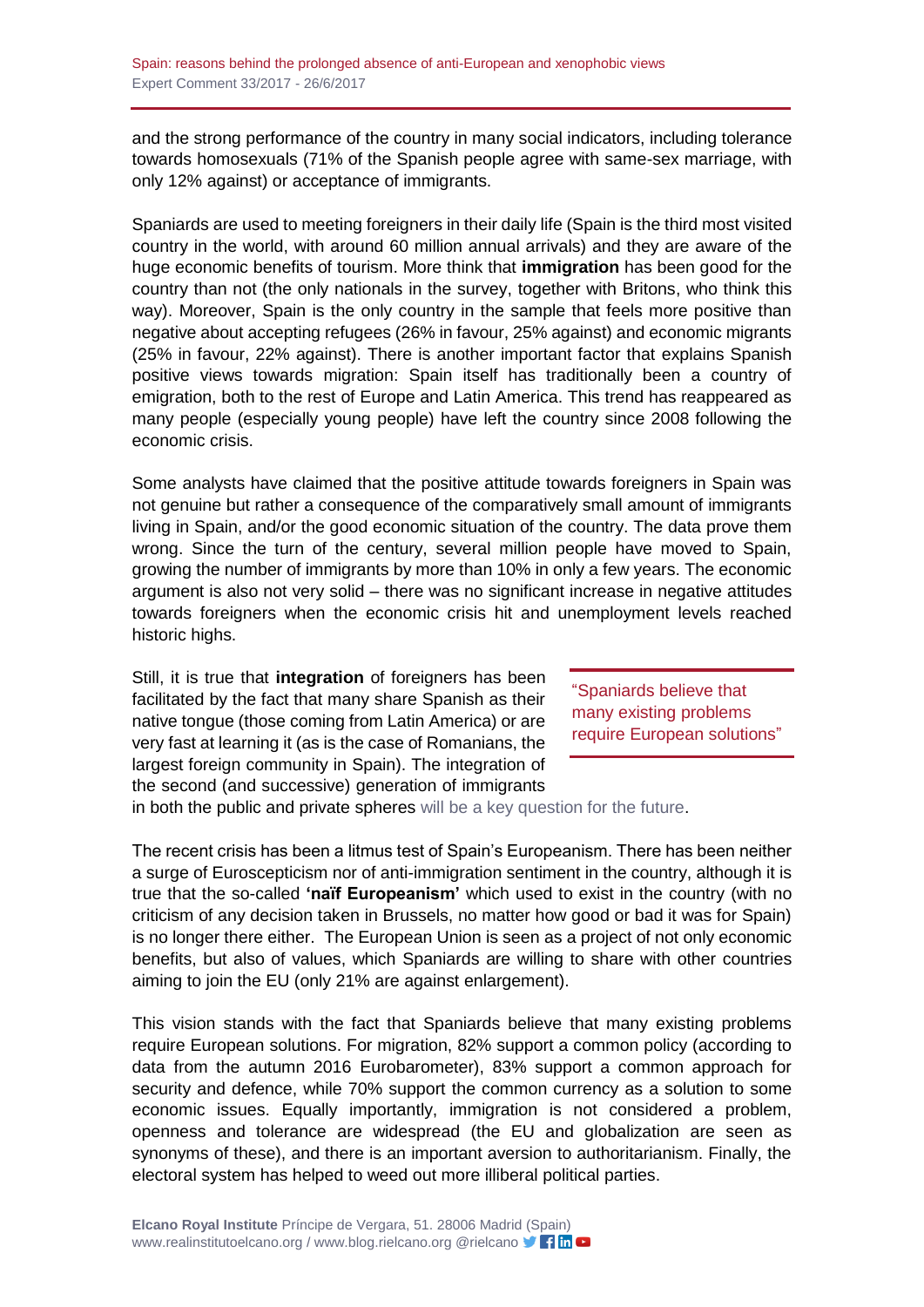and the strong performance of the country in many social indicators, including tolerance towards homosexuals (71% of the Spanish people agree with same-sex marriage, with only 12% against) or acceptance of immigrants.

Spaniards are used to meeting foreigners in their daily life (Spain is the third most visited country in the world, with around 60 million annual arrivals) and they are aware of the huge economic benefits of tourism. More think that **immigration** has been good for the country than not (the only nationals in the survey, together with Britons, who think this way). Moreover, Spain is the only country in the sample that feels more positive than negative about accepting refugees (26% in favour, 25% against) and economic migrants (25% in favour, 22% against). There is another important factor that explains Spanish positive views towards migration: Spain itself has traditionally been a country of emigration, both to the rest of Europe and Latin America. This trend has reappeared as many people (especially young people) have left the country since 2008 following the economic crisis.

Some analysts have claimed that the positive attitude towards foreigners in Spain was not genuine but rather a consequence of the comparatively small amount of immigrants living in Spain, and/or the good economic situation of the country. The data prove them wrong. Since the turn of the century, several million people have moved to Spain, growing the number of immigrants by more than 10% in only a few years. The economic argument is also not very solid – there was no significant increase in negative attitudes towards foreigners when the economic crisis hit and unemployment levels reached historic highs.

Still, it is true that **integration** of foreigners has been facilitated by the fact that many share Spanish as their native tongue (those coming from Latin America) or are very fast at learning it (as is the case of Romanians, the largest foreign community in Spain). The integration of the second (and successive) generation of immigrants in both the public and private spheres will be a key question for the future.

> "Spaniards believe that many existing problems require European solutions"

The recent crisis has been a litmus test of Spain's Europeanism. There has been neither a surge of Euroscepticism nor of anti-immigration sentiment in the country, although it is true that the so-called **'naïf Europeanism'** which used to exist in the country (with no criticism of any decision taken in Brussels, no matter how good or bad it was for Spain) is no longer there either. The European Union is seen as a project of not only economic benefits, but also of values, which Spaniards are willing to share with other countries aiming to join the EU (only 21% are against enlargement).

This vision stands with the fact that Spaniards believe that many existing problems require European solutions. For migration, 82% support a common policy (according to data from the autumn 2016 Eurobarometer), 83% support a common approach for security and defence, while 70% support the common currency as a solution to some economic issues. Equally importantly, immigration is not considered a problem, openness and tolerance are widespread (the EU and globalization are seen as synonyms of these), and there is an important aversion to authoritarianism. Finally, the electoral system has helped to weed out more illiberal political parties.